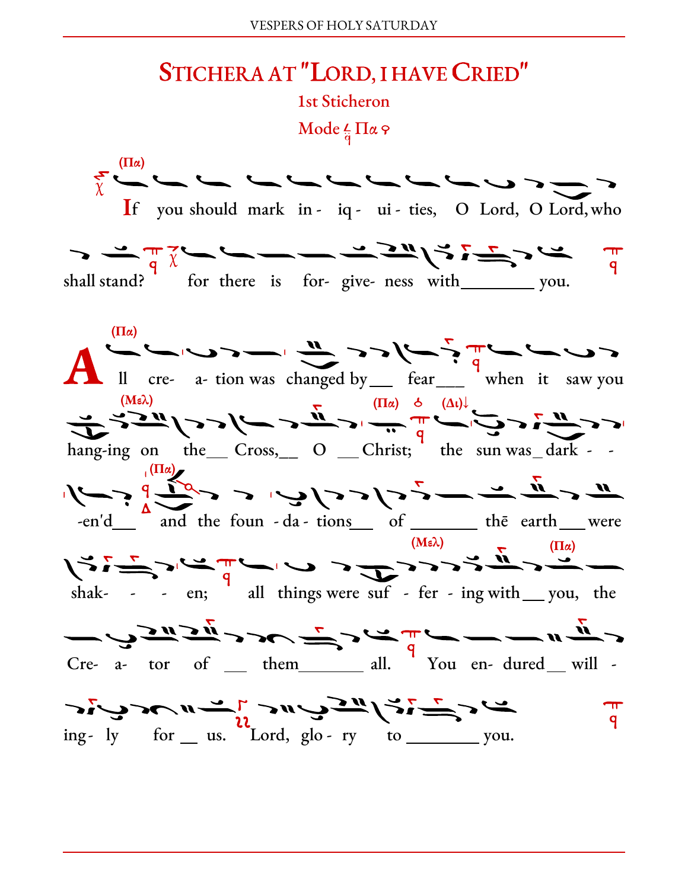# Stichera at "Lord, I have Cried"

## 1st Sticheron

Mode Πα

(Πα)

If you should mark in- iq- ui- ties, O Lord, O Lord, who shall stand? for there is for- give- ness with\_\_\_\_\_\_\_ you.

(Πα)

All cre- a- tion was changed by\_\_ fear\_\_\_ when it saw you hang-ing on the\_\_ Cross,\_\_ O \_\_Christ; the sun was\_ dark - - -en'd\_\_ and the foun - da - tions\_\_ of \_\_\_\_\_\_\_ thē earth\_\_\_ were shak- - - en; all things were suf - fer - ing with\_\_ you, the Cre- a- tor of \_\_\_ them\_\_\_\_\_\_\_ all. You en- dured\_\_ will - ing- ly for \_\_ us. Lord, glo - ry to \_\_\_\_\_\_\_ you.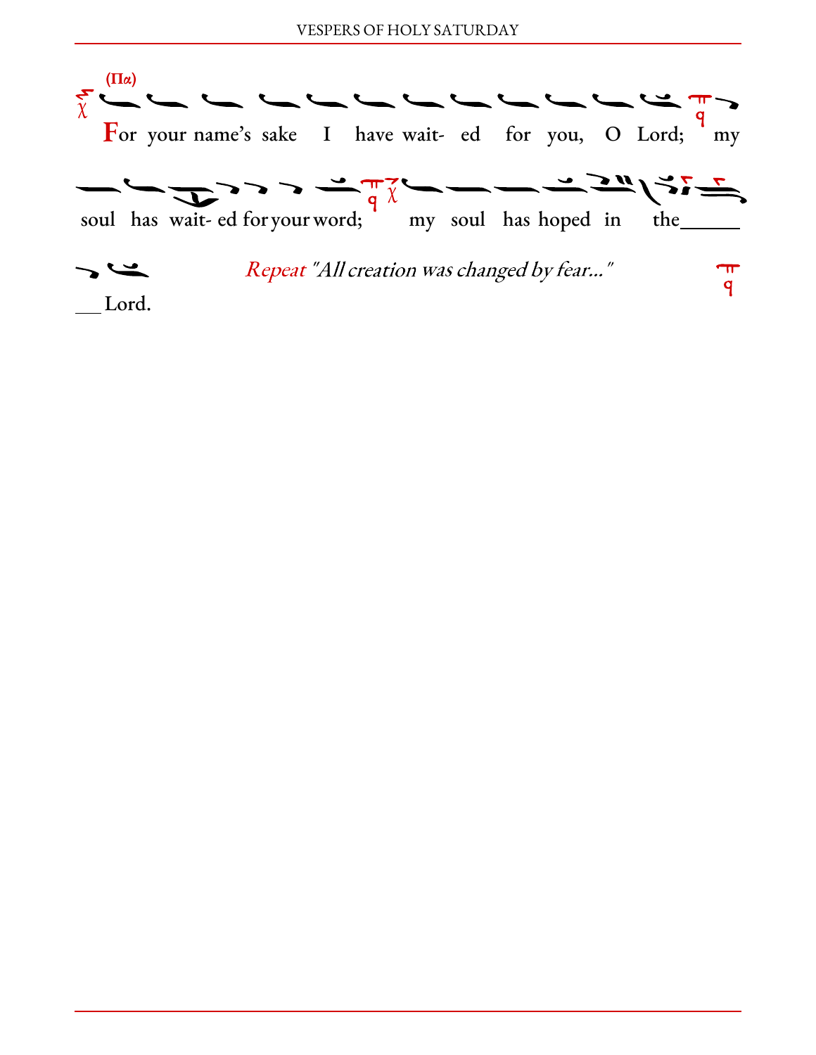(Πα)

For your name's sake I have wait- ed for you, O Lord; my soul has wait- ed for your word; my soul has hoped in the\_\_\_\_\_\_ \_\_\_Lord.

*Repeat "All creation was changed by fear..."*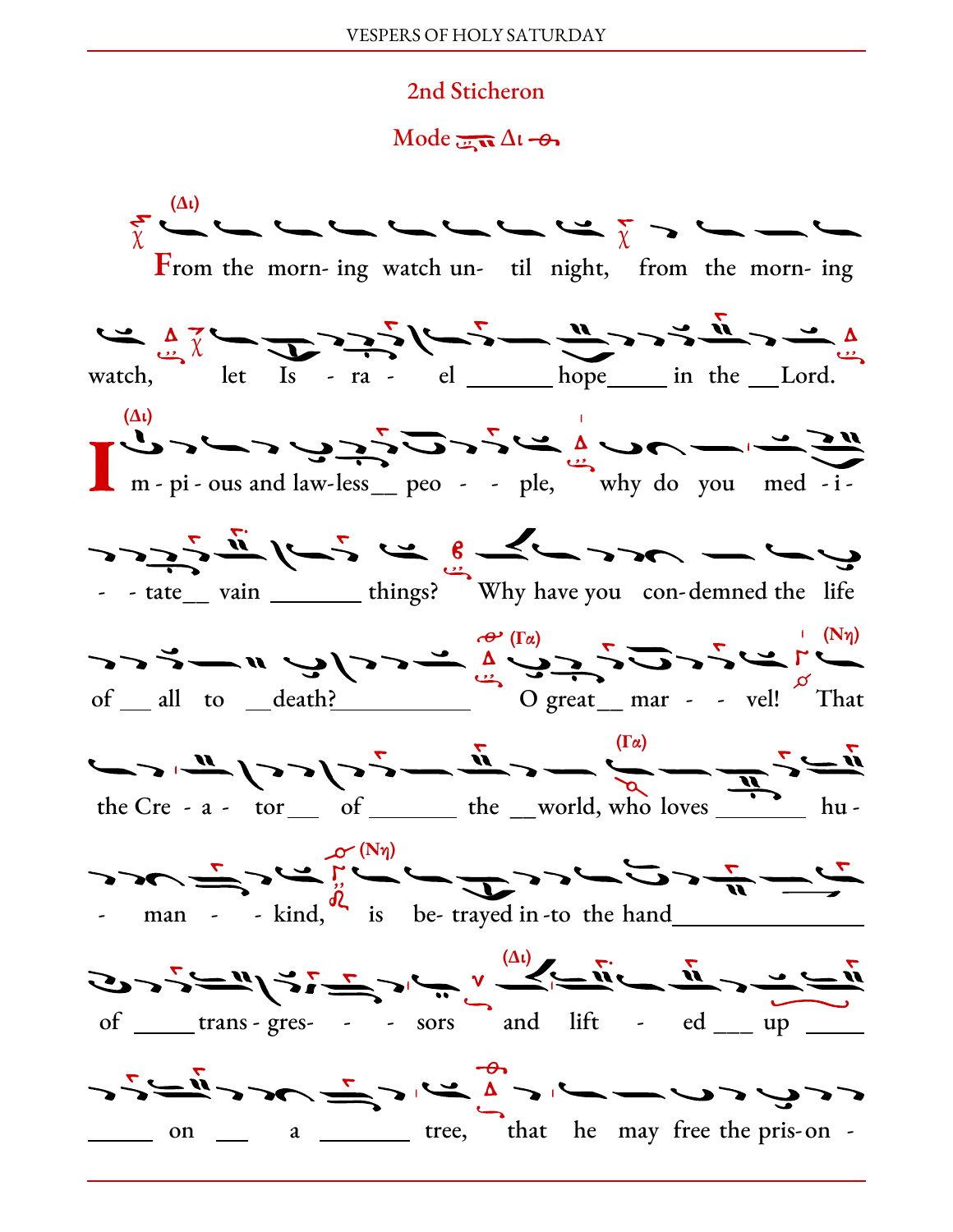## 2nd Sticheron

Mode Δι

(Δι)

From the morn- ing watch un- til night, from the morn- ing watch, let Is - ra - el ______ hope_____ in the __Lord.

(Δι)

I m - pi - ous and law-less__ peo - - ple, why do you med - i- - - tate__ vain _______ things? Why have you con-demned the life of __ all to __death?___________ (Γα) O great__ mar - - vel! (Νη) That the Cre - a - tor___ of _______ the __world, (Γα) who loves ________ hu- - man - - kind, (Νη) is be- trayed in -to the hand_______________ of _____trans - gres- - - sors (Δι) and lift - ed ___ up _____ _____ on ___ a _______ tree, that he may free the pris- on -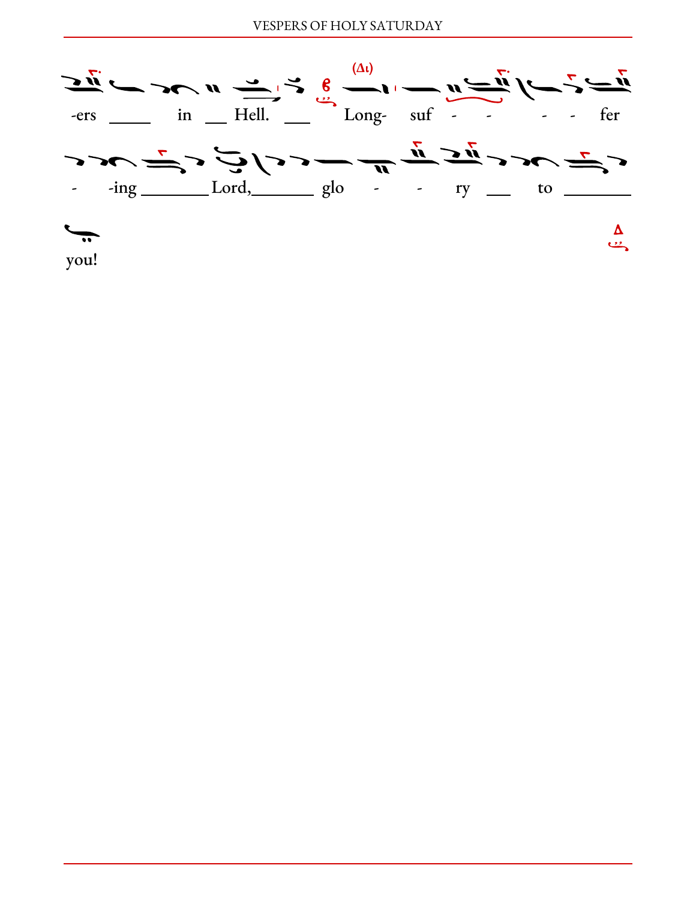-ers in Hell. Long- suf - - - - fer - -ing Lord, glo - - ry to you!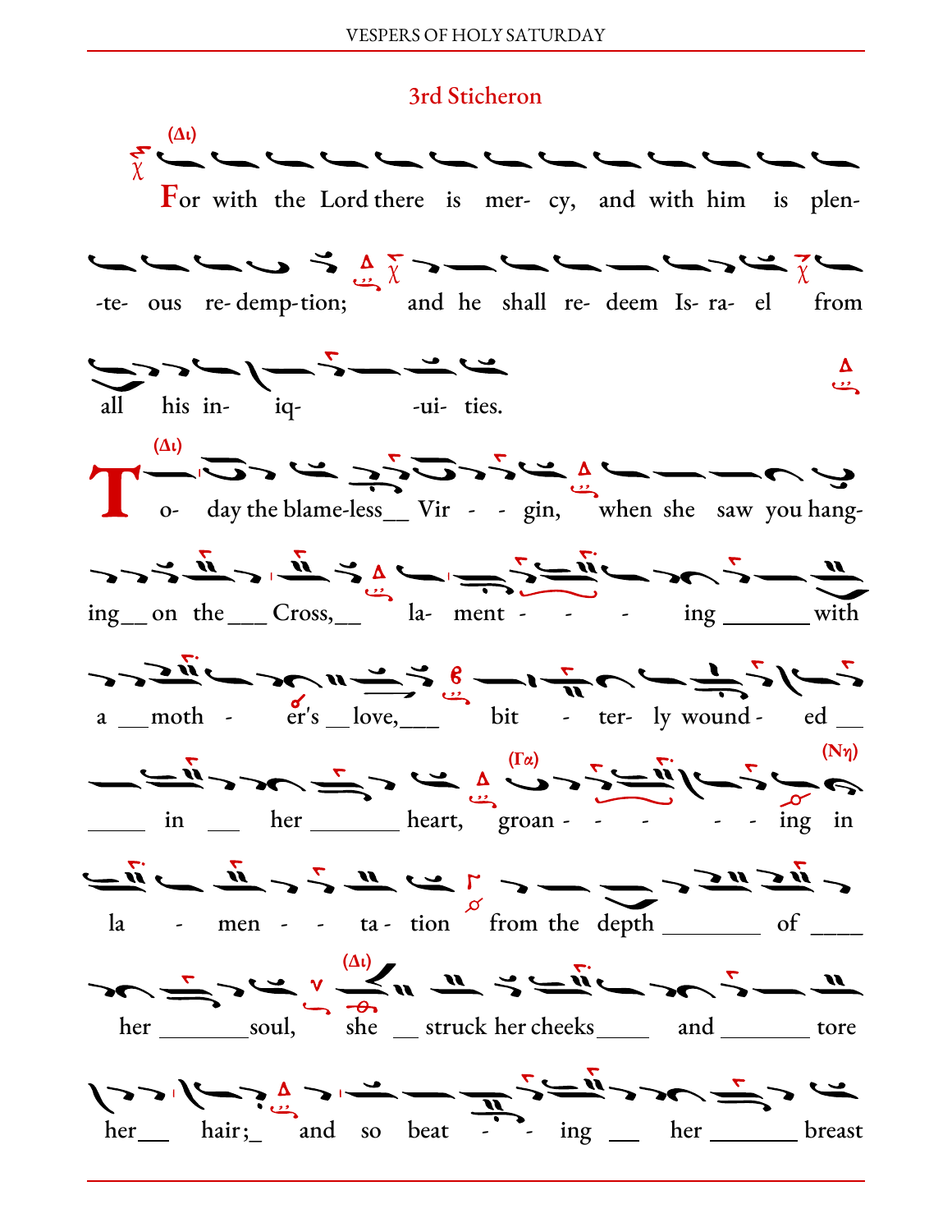## 3rd Sticheron

(Δι)

For with the Lord there is mer- cy, and with him is plen- -te- ous re- demp- tion; and he shall re- deem Is- ra- el from all his in- iq- -ui- ties.

(Δι)

To- day the blame-less__ Vir - - gin, when she saw you hang- ing__ on the___ Cross,__ la- ment - - - ing _______ with a ___moth - er's __love,___ bit - ter- ly wound - ed __ _____ in ___ her _______ heart, (Γα) groan - - - - - ing (Νη) in la - men - - ta - tion from the depth ________ of ____ her _______soul, (Δι) she __ struck her cheeks____ and _______ tore her___ hair;_ and so beat - - ing __ her _______ breast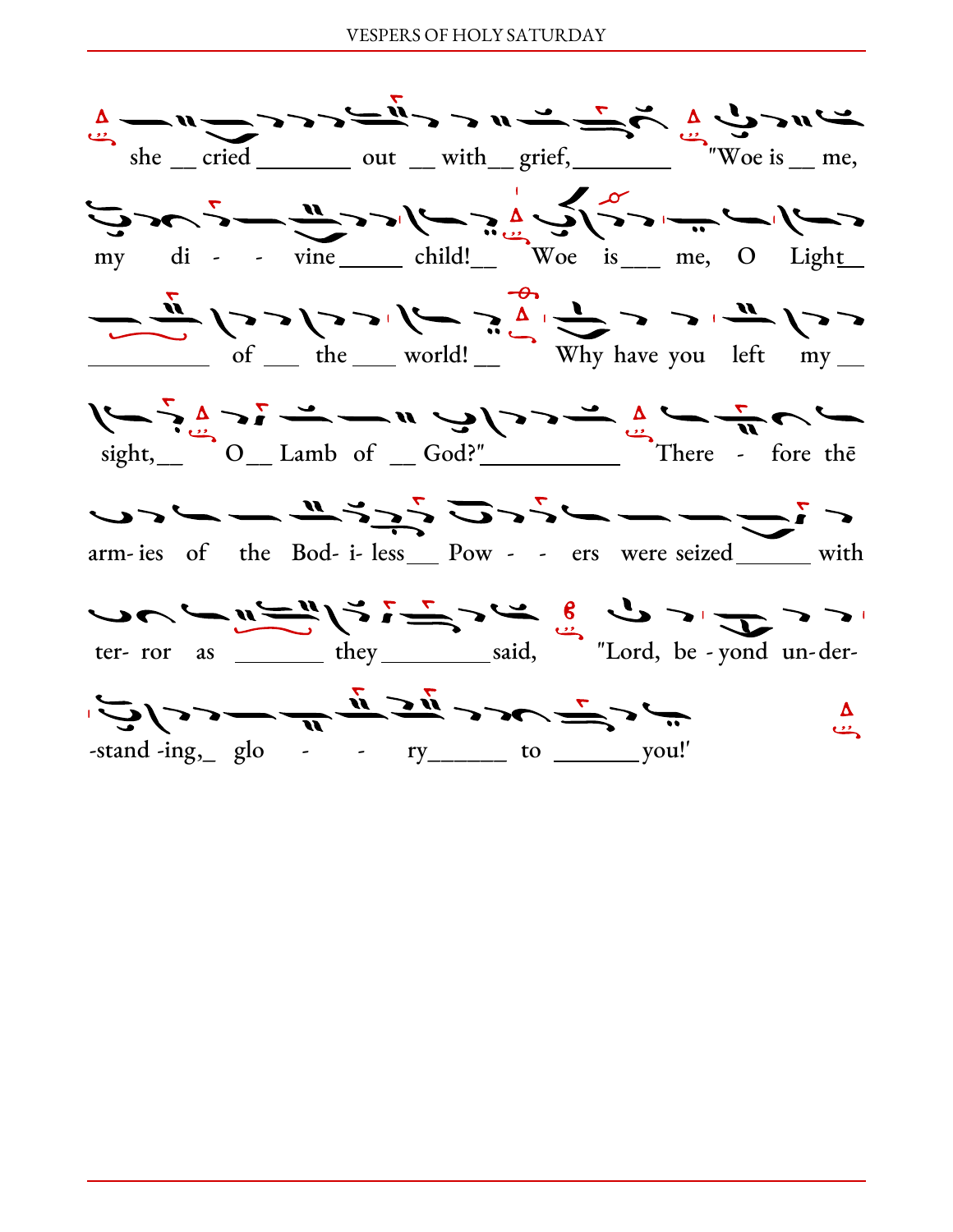she __ cried ________ out __ with__ grief,________ "Woe is __ me,

my di - - vine _____ child!__ Woe is___ me, O Light__

__________ of ___ the ____ world! __ Why have you left my __

sight,__ O__ Lamb of __ God?"___________ There - fore thē

arm- ies of the Bod- i- less___ Pow - - ers were seized______ with

ter- ror as _______ they _________said, "Lord, be - yond un-der-

-stand -ing,_ glo - - ry______ to _______you!"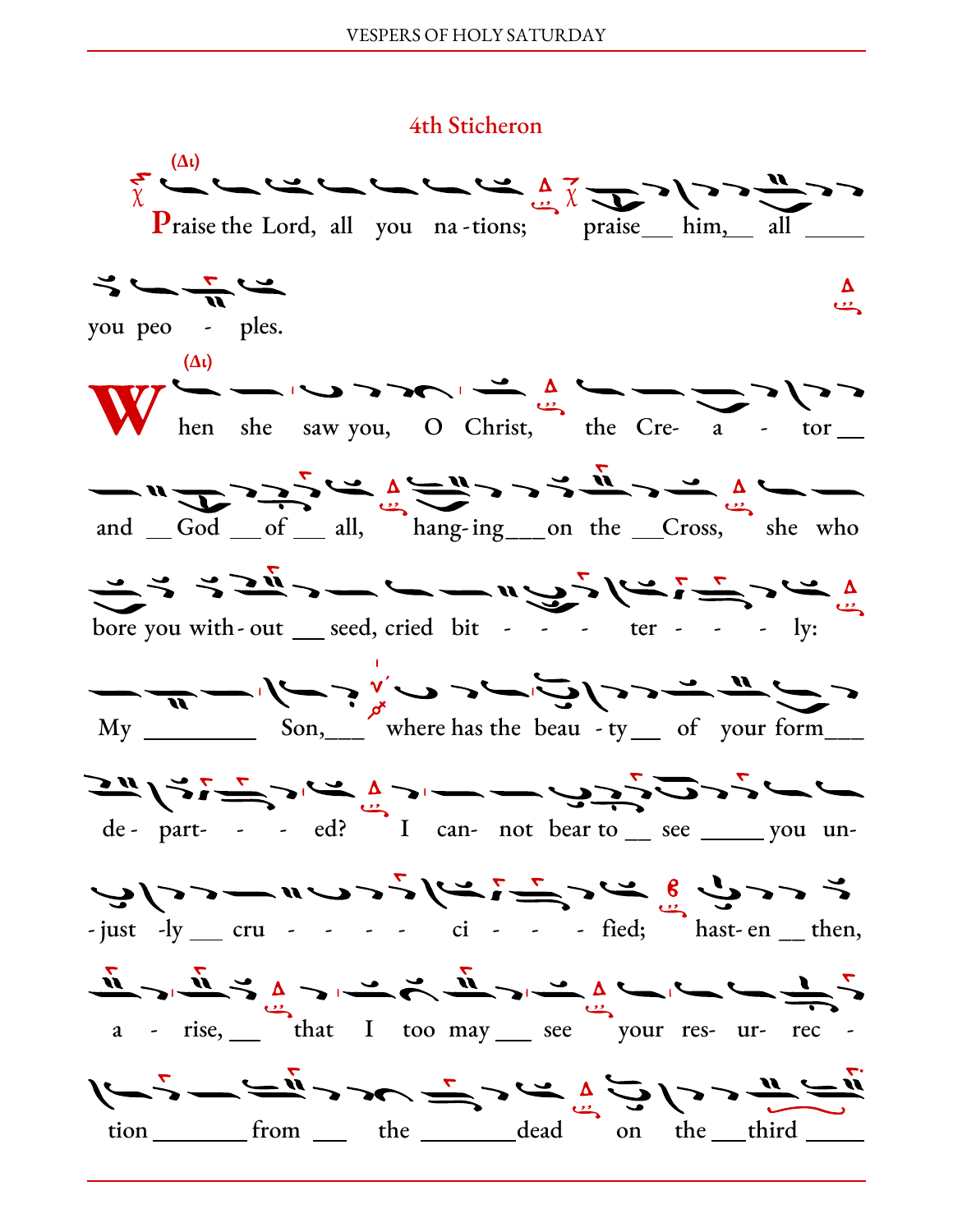## 4th Sticheron

(Δι)

Praise the Lord, all you na-tions; praise___ him,__ all _____ you peo - ples.

(Δι)

When she saw you, O Christ, the Cre- a - tor __ and __ God ___of ___ all, hang-ing___on the ___Cross, she who bore you with-out ___ seed, cried bit - - - - ter - - - - ly: My _________ Son,___ where has the beau - ty__ of your form___ de - part- - - ed? I can- not bear to __ see _____ you un- -just -ly ___ cru - - - - - ci - - - - fied; hast- en __ then, a - rise, ___ that I too may ___ see your res- ur- rec - tion ________ from ___ the ________dead on the ___third _____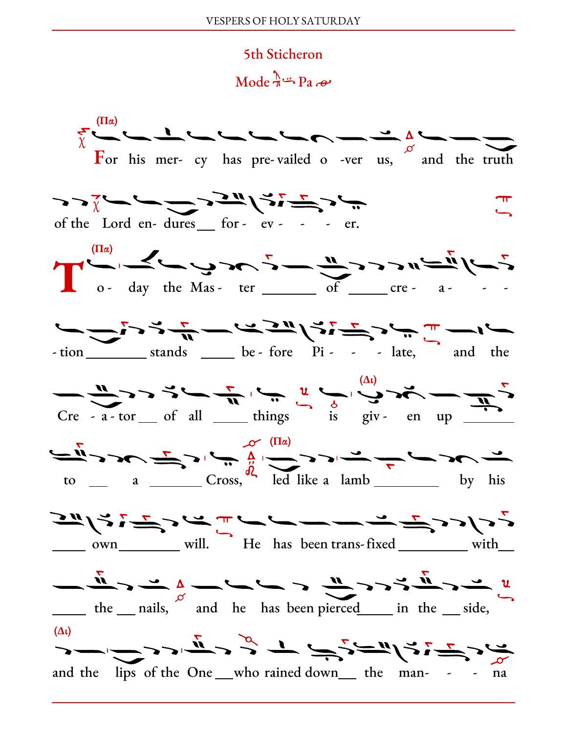## 5th Sticheron

Mode Pa

(Πα)

For his mer- cy has pre- vailed o -ver us, and the truth of the Lord en- dures___ for - ev - - - er.

(Πα)

To - day the Mas - ter _______ of _____ cre - a - - - - tion ________ stands _____ be - fore Pi - - - late, and the Cre - a - tor___ of all _____ things is giv - (Δι) en up _______ to ___ a _______ Cross, (Πα) led like a lamb _________ by his _____ own________ will. He has been trans- fixed __________ with__ _____ the ___ nails, and he has been pierced_____ in the ___ side, (Δι) and the lips of the One ___who rained down___ the man- - - na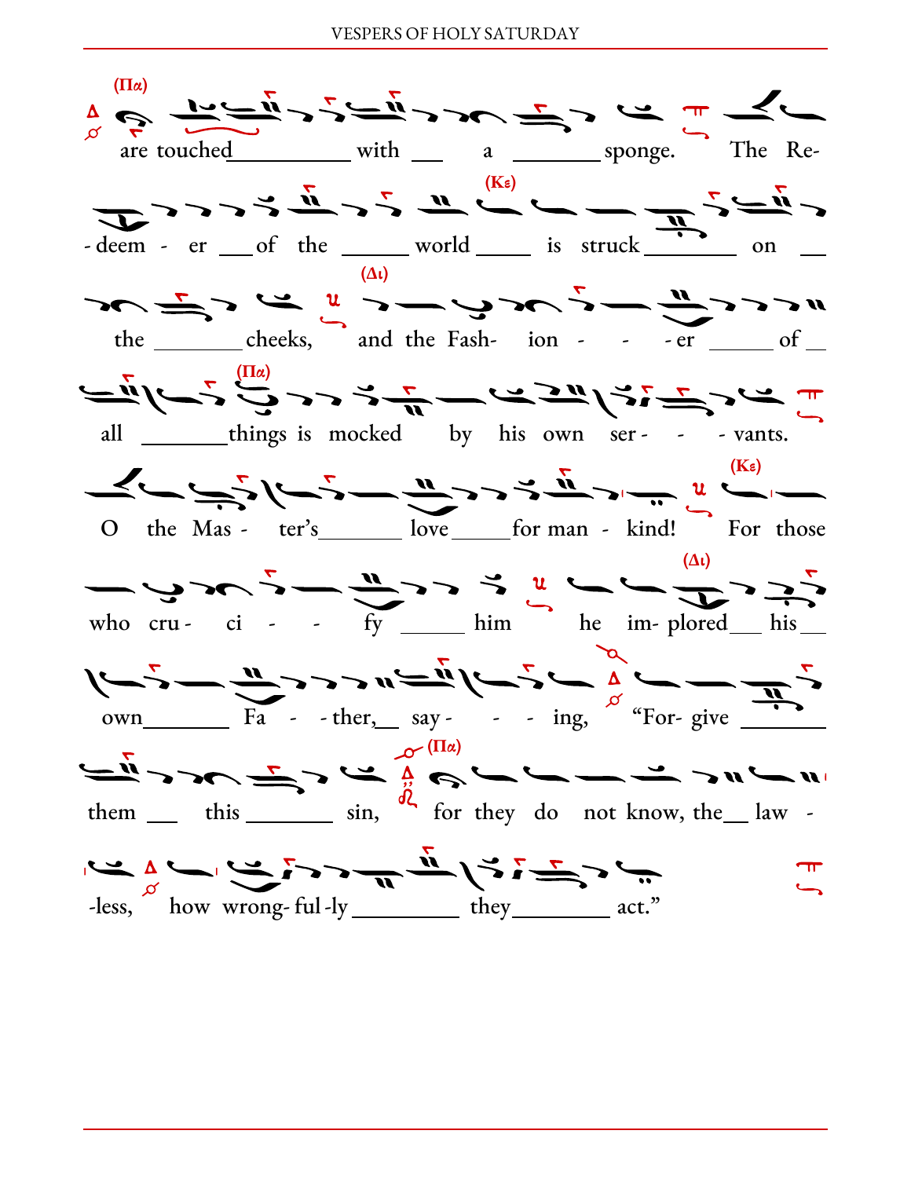are touched with a sponge. The Re-

-deem - er of the world is struck on

the cheeks, and the Fash- ion - - -er of

all things is mocked by his own ser- - - vants.

O the Mas - ter's love for man - kind! For those

who cru - ci - - fy him he im- plored his

own Fa - - ther, say - - - ing, "For- give

them this sin, for they do not know, the law -

-less, how wrong- ful -ly they act."